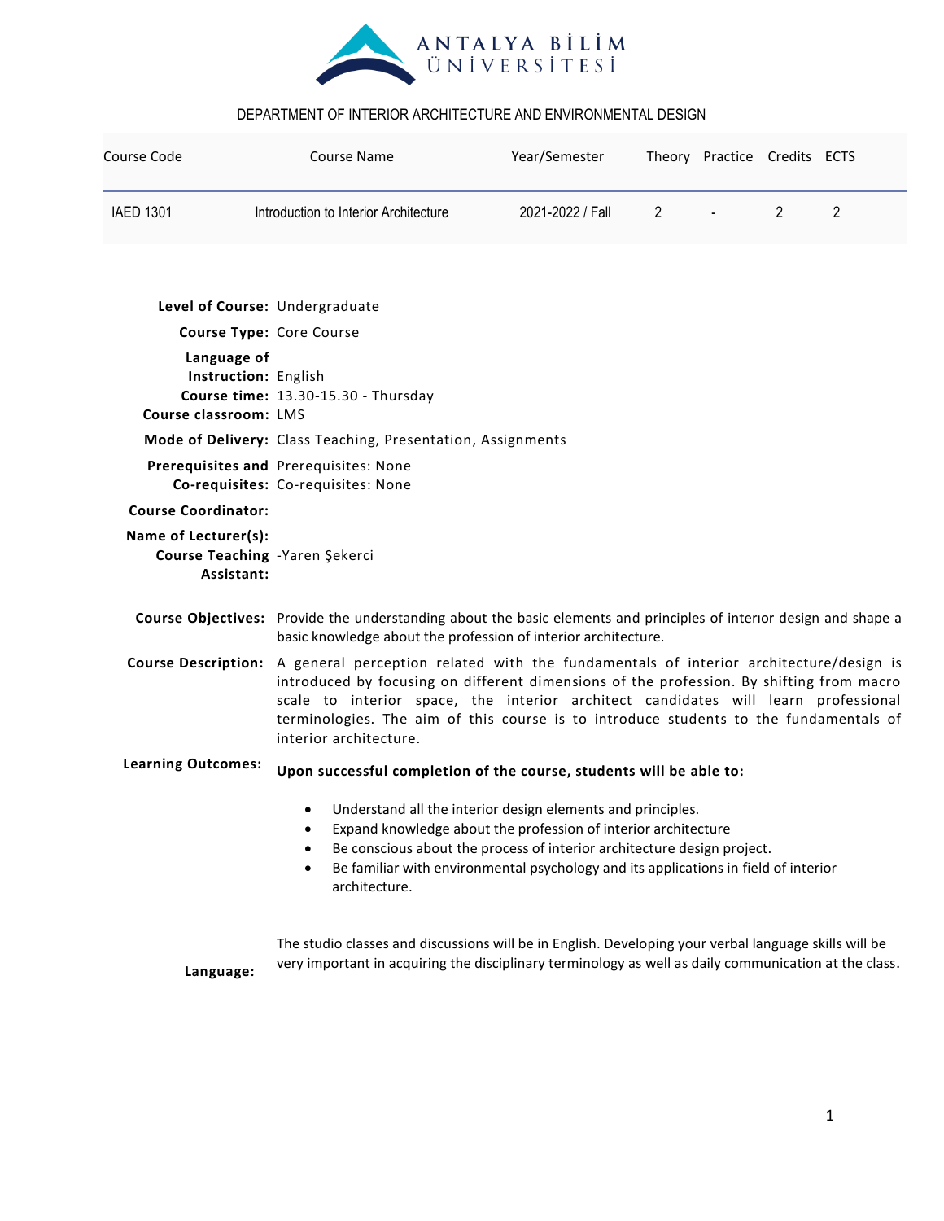ANTALYA BİLİM ÜNİVERSİTESİ

DEPARTMENT OF INTERIOR ARCHITECTURE AND ENVIRONMENTAL DESIGN

| Course Code | Course Name | Year/Semester | Theory | Practice | Credits | ECTS |
|---|---|---|---|---|---|---|
| IAED 1301 | Introduction to Interior Architecture | 2021-2022 / Fall | 2 | - | 2 | 2 |

**Level of Course:** Undergraduate

**Course Type:** Core Course

**Language of Instruction:** English

**Course time:** 13.30-15.30 - Thursday

**Course classroom:** LMS

**Mode of Delivery:** Class Teaching, Presentation, Assignments

**Prerequisites and Co-requisites:** Prerequisites: None
Co-requisites: None

**Course Coordinator:**

**Name of Lecturer(s):**

**Course Teaching Assistant:** -Yaren Şekerci

**Course Objectives:** Provide the understanding about the basic elements and principles of interıor design and shape a basic knowledge about the profession of interior architecture.

**Course Description:** A general perception related with the fundamentals of interior architecture/design is introduced by focusing on different dimensions of the profession. By shifting from macro scale to interior space, the interior architect candidates will learn professional terminologies. The aim of this course is to introduce students to the fundamentals of interior architecture.

**Learning Outcomes:**

**Upon successful completion of the course, students will be able to:**

- Understand all the interior design elements and principles.
- Expand knowledge about the profession of interior architecture
- Be conscious about the process of interior architecture design project.
- Be familiar with environmental psychology and its applications in field of interior architecture.

**Language:** The studio classes and discussions will be in English. Developing your verbal language skills will be very important in acquiring the disciplinary terminology as well as daily communication at the class.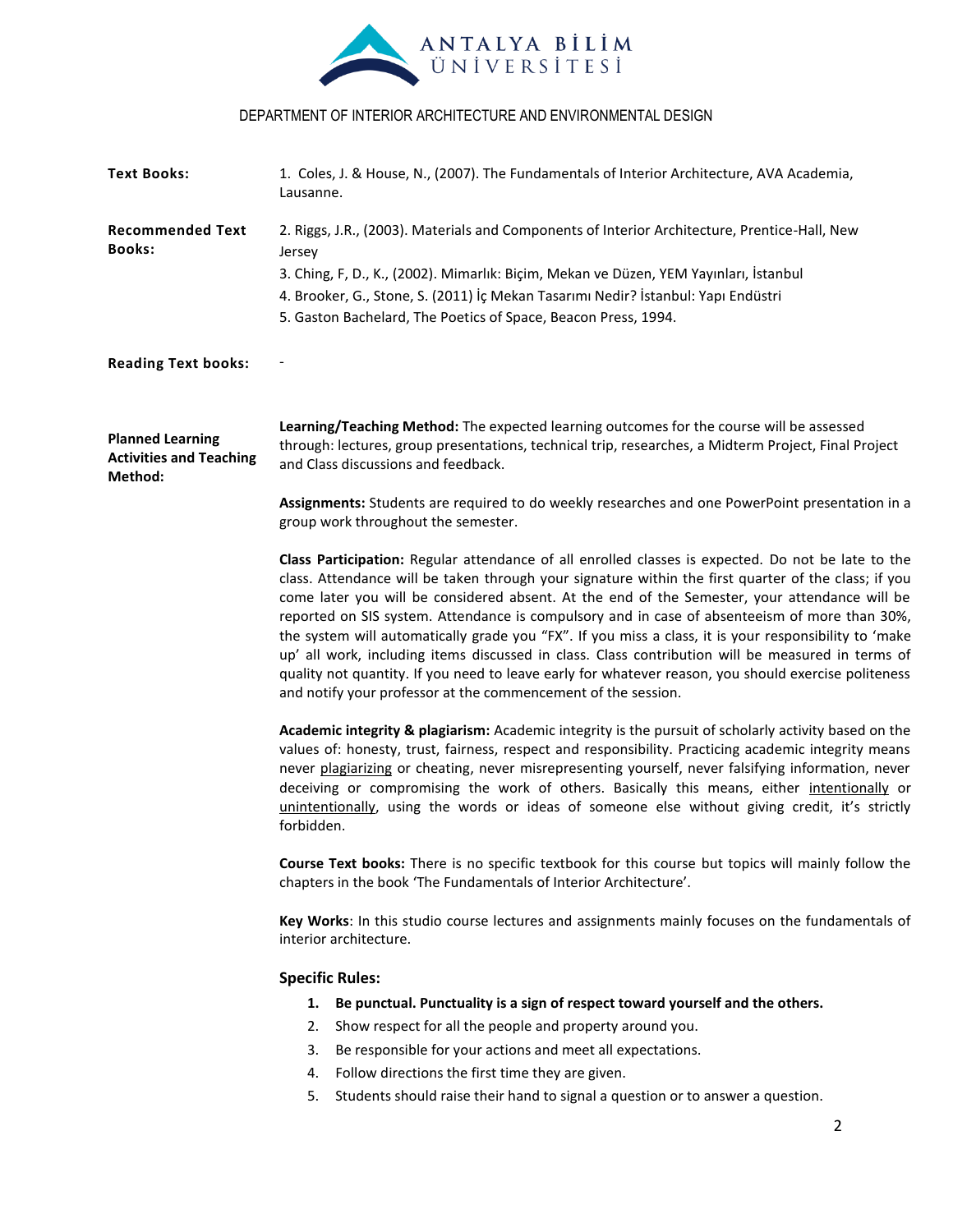**Text Books:** 1. Coles, J. & House, N., (2007). The Fundamentals of Interior Architecture, AVA Academia, Lausanne.

**Recommended Text Books:**
2. Riggs, J.R., (2003). Materials and Components of Interior Architecture, Prentice-Hall, New Jersey
3. Ching, F, D., K., (2002). Mimarlık: Biçim, Mekan ve Düzen, YEM Yayınları, İstanbul
4. Brooker, G., Stone, S. (2011) İç Mekan Tasarımı Nedir? İstanbul: Yapı Endüstri
5. Gaston Bachelard, The Poetics of Space, Beacon Press, 1994.

**Reading Text books:** -

**Planned Learning Activities and Teaching Method:**

**Learning/Teaching Method:** The expected learning outcomes for the course will be assessed through: lectures, group presentations, technical trip, researches, a Midterm Project, Final Project and Class discussions and feedback.

**Assignments:** Students are required to do weekly researches and one PowerPoint presentation in a group work throughout the semester.

**Class Participation:** Regular attendance of all enrolled classes is expected. Do not be late to the class. Attendance will be taken through your signature within the first quarter of the class; if you come later you will be considered absent. At the end of the Semester, your attendance will be reported on SIS system. Attendance is compulsory and in case of absenteeism of more than 30%, the system will automatically grade you "FX". If you miss a class, it is your responsibility to 'make up' all work, including items discussed in class. Class contribution will be measured in terms of quality not quantity. If you need to leave early for whatever reason, you should exercise politeness and notify your professor at the commencement of the session.

**Academic integrity & plagiarism:** Academic integrity is the pursuit of scholarly activity based on the values of: honesty, trust, fairness, respect and responsibility. Practicing academic integrity means never plagiarizing or cheating, never misrepresenting yourself, never falsifying information, never deceiving or compromising the work of others. Basically this means, either intentionally or unintentionally, using the words or ideas of someone else without giving credit, it's strictly forbidden.

**Course Text books:** There is no specific textbook for this course but topics will mainly follow the chapters in the book 'The Fundamentals of Interior Architecture'.

**Key Works**: In this studio course lectures and assignments mainly focuses on the fundamentals of interior architecture.

### Specific Rules:

1. **Be punctual. Punctuality is a sign of respect toward yourself and the others.**
2. Show respect for all the people and property around you.
3. Be responsible for your actions and meet all expectations.
4. Follow directions the first time they are given.
5. Students should raise their hand to signal a question or to answer a question.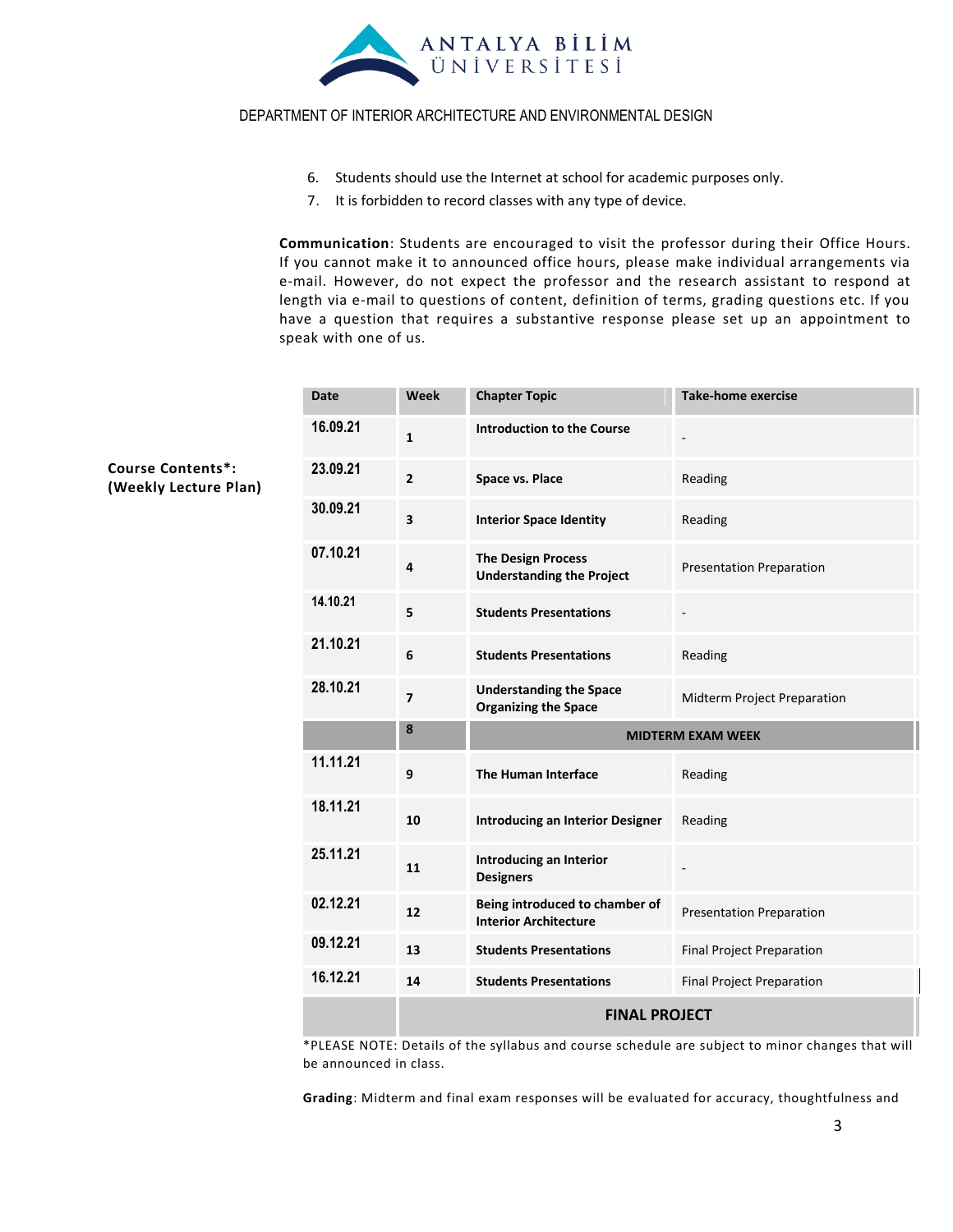6. Students should use the Internet at school for academic purposes only.
7. It is forbidden to record classes with any type of device.

**Communication**: Students are encouraged to visit the professor during their Office Hours. If you cannot make it to announced office hours, please make individual arrangements via e-mail. However, do not expect the professor and the research assistant to respond at length via e-mail to questions of content, definition of terms, grading questions etc. If you have a question that requires a substantive response please set up an appointment to speak with one of us.

**Course Contents*: (Weekly Lecture Plan)**

| Date | Week | Chapter Topic | Take-home exercise |
|---|---|---|---|
| 16.09.21 | 1 | **Introduction to the Course** | - |
| 23.09.21 | 2 | **Space vs. Place** | Reading |
| 30.09.21 | 3 | **Interior Space Identity** | Reading |
| 07.10.21 | 4 | **The Design Process Understanding the Project** | Presentation Preparation |
| 14.10.21 | 5 | **Students Presentations** | - |
| 21.10.21 | 6 | **Students Presentations** | Reading |
| 28.10.21 | 7 | **Understanding the Space Organizing the Space** | Midterm Project Preparation |
| | 8 | **MIDTERM EXAM WEEK** | |
| 11.11.21 | 9 | **The Human Interface** | Reading |
| 18.11.21 | 10 | **Introducing an Interior Designer** | Reading |
| 25.11.21 | 11 | **Introducing an Interior Designers** | - |
| 02.12.21 | 12 | **Being introduced to chamber of Interior Architecture** | Presentation Preparation |
| 09.12.21 | 13 | **Students Presentations** | Final Project Preparation |
| 16.12.21 | 14 | **Students Presentations** | Final Project Preparation |
| | **FINAL PROJECT** | | |

*PLEASE NOTE: Details of the syllabus and course schedule are subject to minor changes that will be announced in class.

**Grading**: Midterm and final exam responses will be evaluated for accuracy, thoughtfulness and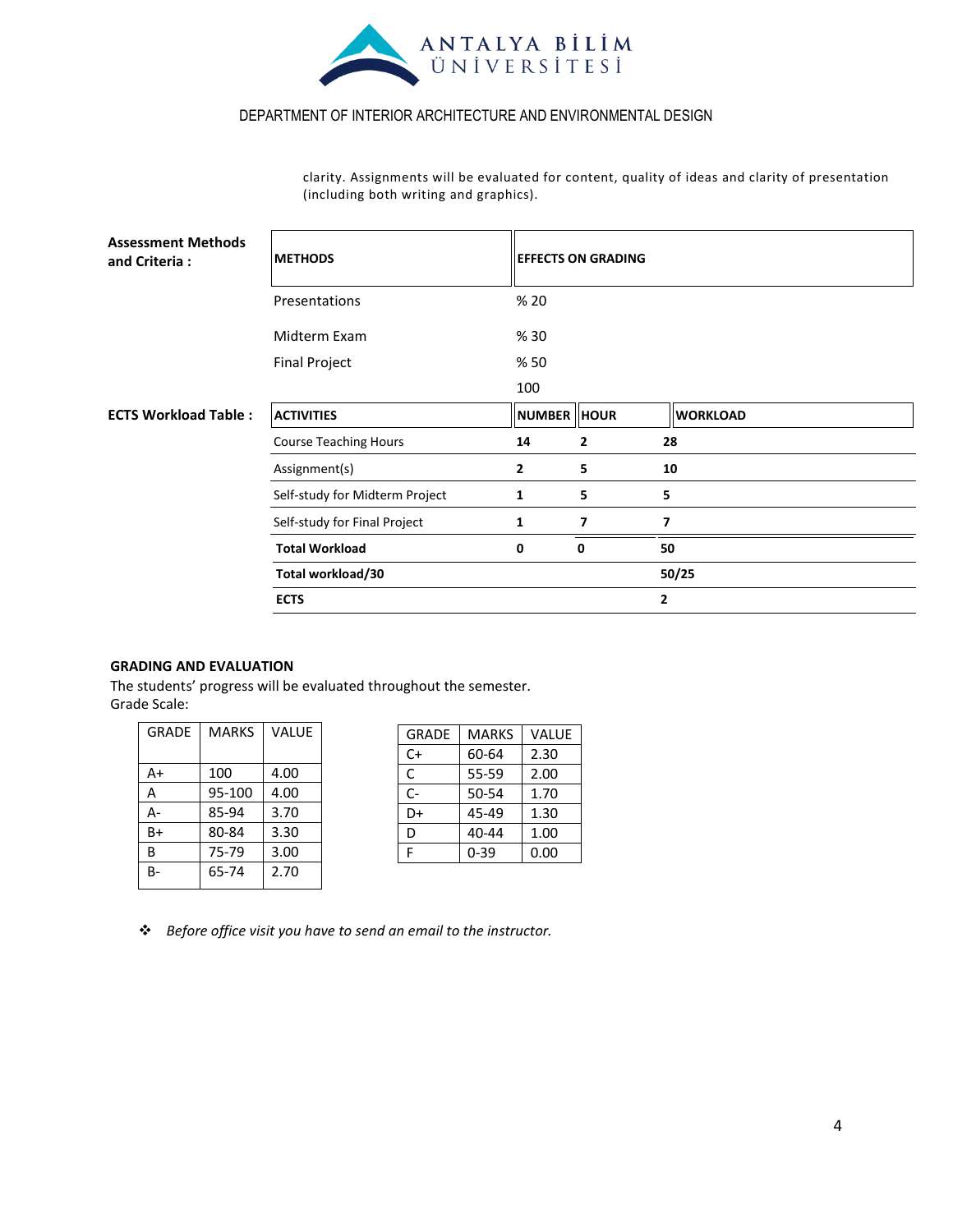ANTALYA BİLİM ÜNİVERSİTESİ

DEPARTMENT OF INTERIOR ARCHITECTURE AND ENVIRONMENTAL DESIGN

clarity. Assignments will be evaluated for content, quality of ideas and clarity of presentation (including both writing and graphics).

**Assessment Methods and Criteria :**

| METHODS | EFFECTS ON GRADING |
|---|---|
| Presentations | % 20 |
| Midterm Exam | % 30 |
| Final Project | % 50 |
| | 100 |

**ECTS Workload Table :**

| ACTIVITIES | NUMBER | HOUR | WORKLOAD |
|---|---|---|---|
| Course Teaching Hours | 14 | 2 | 28 |
| Assignment(s) | 2 | 5 | 10 |
| Self-study for Midterm Project | 1 | 5 | 5 |
| Self-study for Final Project | 1 | 7 | 7 |
| **Total Workload** | 0 | 0 | 50 |
| **Total workload/30** | | | 50/25 |
| **ECTS** | | | 2 |

**GRADING AND EVALUATION**

The students' progress will be evaluated throughout the semester.
Grade Scale:

| GRADE | MARKS | VALUE |
|---|---|---|
| A+ | 100 | 4.00 |
| A | 95-100 | 4.00 |
| A- | 85-94 | 3.70 |
| B+ | 80-84 | 3.30 |
| B | 75-79 | 3.00 |
| B- | 65-74 | 2.70 |

| GRADE | MARKS | VALUE |
|---|---|---|
| C+ | 60-64 | 2.30 |
| C | 55-59 | 2.00 |
| C- | 50-54 | 1.70 |
| D+ | 45-49 | 1.30 |
| D | 40-44 | 1.00 |
| F | 0-39 | 0.00 |

- *Before office visit you have to send an email to the instructor.*